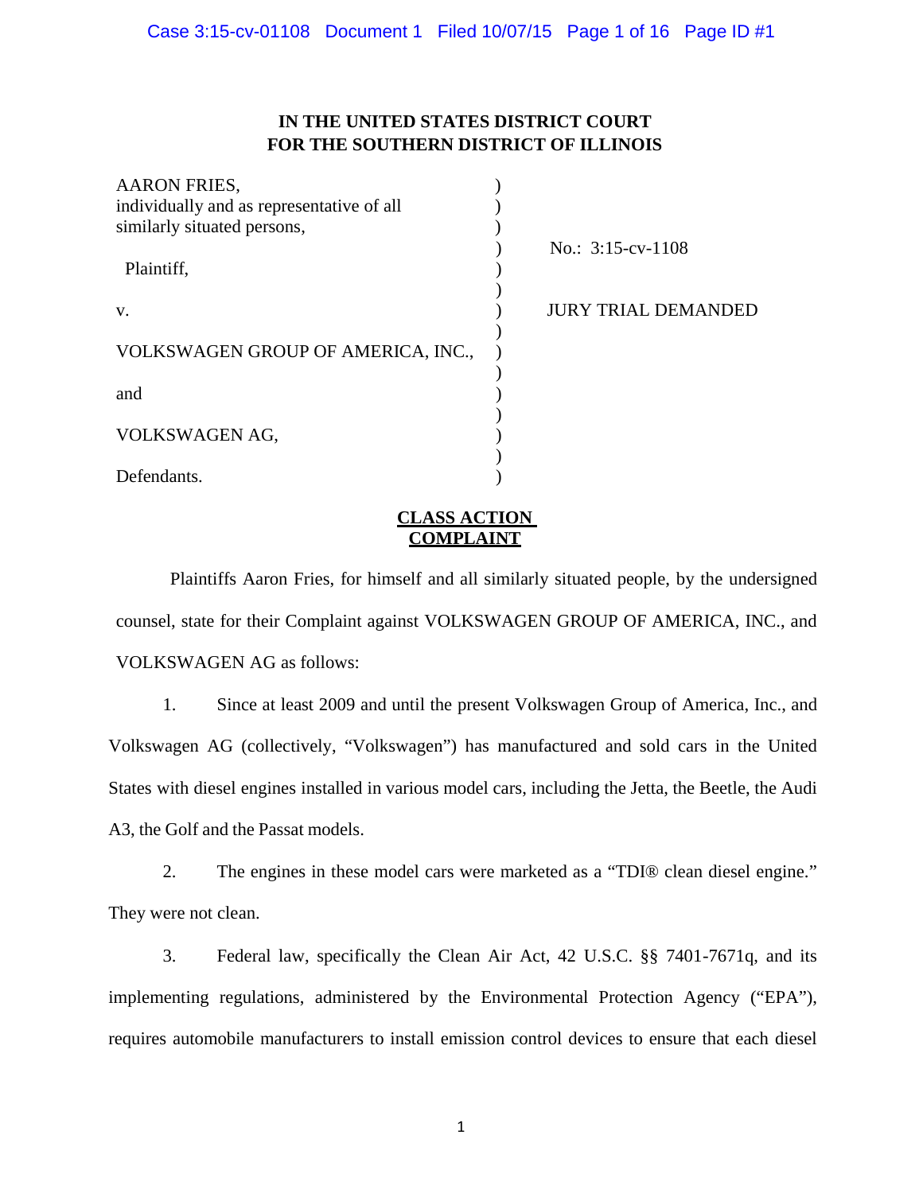**IN THE UNITED STATES DISTRICT COURT**
**FOR THE SOUTHERN DISTRICT OF ILLINOIS**

| | | |
|---|---|---|
| AARON FRIES, individually and as representative of all similarly situated persons, | ) | |
| Plaintiff, | ) | No.: 3:15-cv-1108 |
| v. | ) | JURY TRIAL DEMANDED |
| VOLKSWAGEN GROUP OF AMERICA, INC., | ) | |
| and | ) | |
| VOLKSWAGEN AG, | ) | |
| Defendants. | ) | |

**CLASS ACTION COMPLAINT**

Plaintiffs Aaron Fries, for himself and all similarly situated people, by the undersigned counsel, state for their Complaint against VOLKSWAGEN GROUP OF AMERICA, INC., and VOLKSWAGEN AG as follows:

1. Since at least 2009 and until the present Volkswagen Group of America, Inc., and Volkswagen AG (collectively, "Volkswagen") has manufactured and sold cars in the United States with diesel engines installed in various model cars, including the Jetta, the Beetle, the Audi A3, the Golf and the Passat models.

2. The engines in these model cars were marketed as a "TDI® clean diesel engine." They were not clean.

3. Federal law, specifically the Clean Air Act, 42 U.S.C. §§ 7401-7671q, and its implementing regulations, administered by the Environmental Protection Agency ("EPA"), requires automobile manufacturers to install emission control devices to ensure that each diesel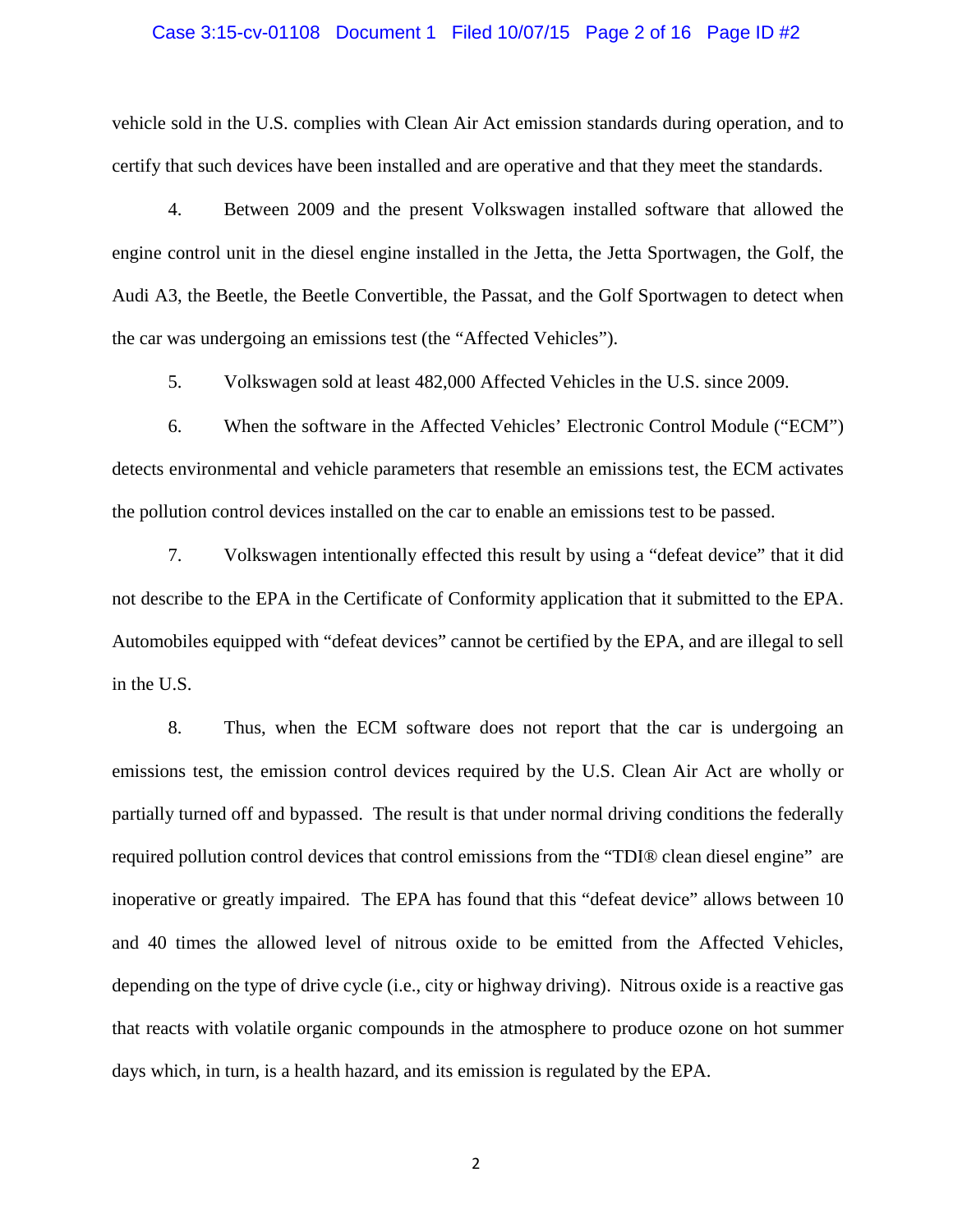vehicle sold in the U.S. complies with Clean Air Act emission standards during operation, and to certify that such devices have been installed and are operative and that they meet the standards.

4. Between 2009 and the present Volkswagen installed software that allowed the engine control unit in the diesel engine installed in the Jetta, the Jetta Sportwagen, the Golf, the Audi A3, the Beetle, the Beetle Convertible, the Passat, and the Golf Sportwagen to detect when the car was undergoing an emissions test (the "Affected Vehicles").

5. Volkswagen sold at least 482,000 Affected Vehicles in the U.S. since 2009.

6. When the software in the Affected Vehicles' Electronic Control Module ("ECM") detects environmental and vehicle parameters that resemble an emissions test, the ECM activates the pollution control devices installed on the car to enable an emissions test to be passed.

7. Volkswagen intentionally effected this result by using a "defeat device" that it did not describe to the EPA in the Certificate of Conformity application that it submitted to the EPA. Automobiles equipped with "defeat devices" cannot be certified by the EPA, and are illegal to sell in the U.S.

8. Thus, when the ECM software does not report that the car is undergoing an emissions test, the emission control devices required by the U.S. Clean Air Act are wholly or partially turned off and bypassed. The result is that under normal driving conditions the federally required pollution control devices that control emissions from the "TDI® clean diesel engine" are inoperative or greatly impaired. The EPA has found that this "defeat device" allows between 10 and 40 times the allowed level of nitrous oxide to be emitted from the Affected Vehicles, depending on the type of drive cycle (i.e., city or highway driving). Nitrous oxide is a reactive gas that reacts with volatile organic compounds in the atmosphere to produce ozone on hot summer days which, in turn, is a health hazard, and its emission is regulated by the EPA.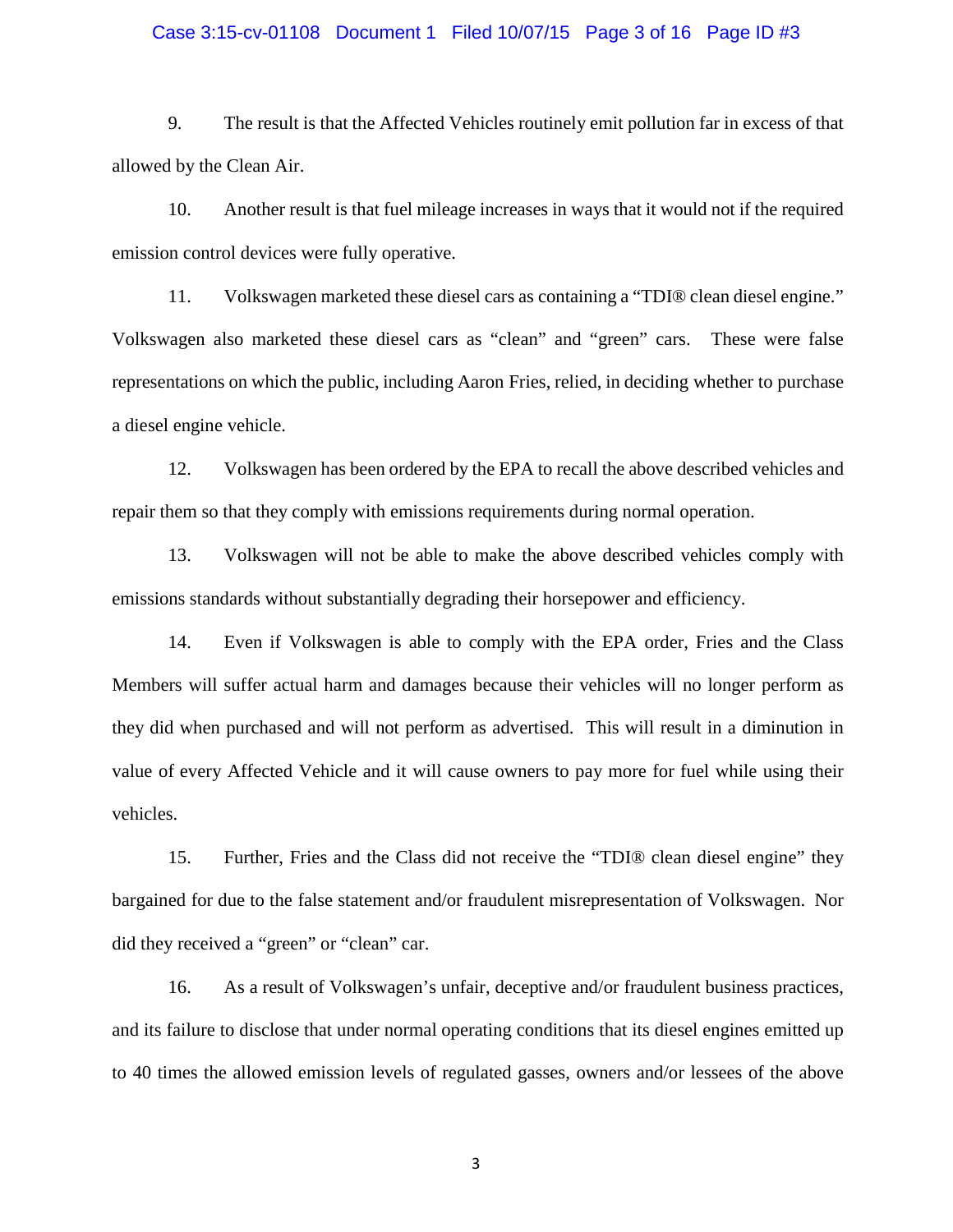9. The result is that the Affected Vehicles routinely emit pollution far in excess of that allowed by the Clean Air.

10. Another result is that fuel mileage increases in ways that it would not if the required emission control devices were fully operative.

11. Volkswagen marketed these diesel cars as containing a "TDI® clean diesel engine." Volkswagen also marketed these diesel cars as "clean" and "green" cars. These were false representations on which the public, including Aaron Fries, relied, in deciding whether to purchase a diesel engine vehicle.

12. Volkswagen has been ordered by the EPA to recall the above described vehicles and repair them so that they comply with emissions requirements during normal operation.

13. Volkswagen will not be able to make the above described vehicles comply with emissions standards without substantially degrading their horsepower and efficiency.

14. Even if Volkswagen is able to comply with the EPA order, Fries and the Class Members will suffer actual harm and damages because their vehicles will no longer perform as they did when purchased and will not perform as advertised. This will result in a diminution in value of every Affected Vehicle and it will cause owners to pay more for fuel while using their vehicles.

15. Further, Fries and the Class did not receive the "TDI® clean diesel engine" they bargained for due to the false statement and/or fraudulent misrepresentation of Volkswagen. Nor did they received a "green" or "clean" car.

16. As a result of Volkswagen's unfair, deceptive and/or fraudulent business practices, and its failure to disclose that under normal operating conditions that its diesel engines emitted up to 40 times the allowed emission levels of regulated gasses, owners and/or lessees of the above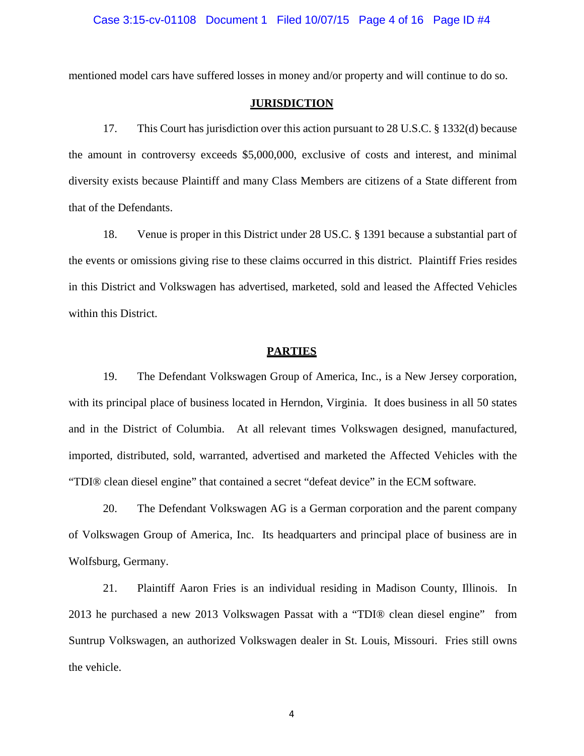mentioned model cars have suffered losses in money and/or property and will continue to do so.

## JURISDICTION

17. This Court has jurisdiction over this action pursuant to 28 U.S.C. § 1332(d) because the amount in controversy exceeds $5,000,000, exclusive of costs and interest, and minimal diversity exists because Plaintiff and many Class Members are citizens of a State different from that of the Defendants.

18. Venue is proper in this District under 28 US.C. § 1391 because a substantial part of the events or omissions giving rise to these claims occurred in this district. Plaintiff Fries resides in this District and Volkswagen has advertised, marketed, sold and leased the Affected Vehicles within this District.

## PARTIES

19. The Defendant Volkswagen Group of America, Inc., is a New Jersey corporation, with its principal place of business located in Herndon, Virginia. It does business in all 50 states and in the District of Columbia. At all relevant times Volkswagen designed, manufactured, imported, distributed, sold, warranted, advertised and marketed the Affected Vehicles with the "TDI® clean diesel engine" that contained a secret "defeat device" in the ECM software.

20. The Defendant Volkswagen AG is a German corporation and the parent company of Volkswagen Group of America, Inc. Its headquarters and principal place of business are in Wolfsburg, Germany.

21. Plaintiff Aaron Fries is an individual residing in Madison County, Illinois. In 2013 he purchased a new 2013 Volkswagen Passat with a "TDI® clean diesel engine" from Suntrup Volkswagen, an authorized Volkswagen dealer in St. Louis, Missouri. Fries still owns the vehicle.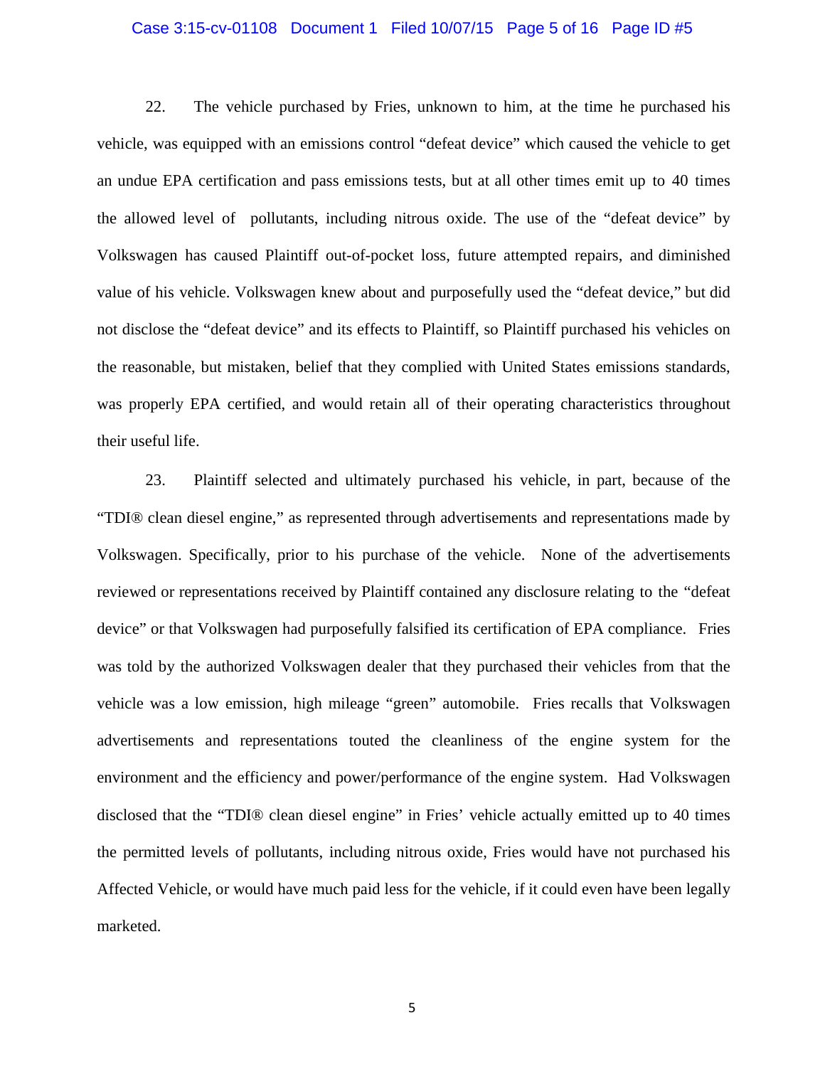22. The vehicle purchased by Fries, unknown to him, at the time he purchased his vehicle, was equipped with an emissions control "defeat device" which caused the vehicle to get an undue EPA certification and pass emissions tests, but at all other times emit up to 40 times the allowed level of pollutants, including nitrous oxide. The use of the "defeat device" by Volkswagen has caused Plaintiff out-of-pocket loss, future attempted repairs, and diminished value of his vehicle. Volkswagen knew about and purposefully used the "defeat device," but did not disclose the "defeat device" and its effects to Plaintiff, so Plaintiff purchased his vehicles on the reasonable, but mistaken, belief that they complied with United States emissions standards, was properly EPA certified, and would retain all of their operating characteristics throughout their useful life.

23. Plaintiff selected and ultimately purchased his vehicle, in part, because of the "TDI® clean diesel engine," as represented through advertisements and representations made by Volkswagen. Specifically, prior to his purchase of the vehicle. None of the advertisements reviewed or representations received by Plaintiff contained any disclosure relating to the "defeat device" or that Volkswagen had purposefully falsified its certification of EPA compliance. Fries was told by the authorized Volkswagen dealer that they purchased their vehicles from that the vehicle was a low emission, high mileage "green" automobile. Fries recalls that Volkswagen advertisements and representations touted the cleanliness of the engine system for the environment and the efficiency and power/performance of the engine system. Had Volkswagen disclosed that the "TDI® clean diesel engine" in Fries' vehicle actually emitted up to 40 times the permitted levels of pollutants, including nitrous oxide, Fries would have not purchased his Affected Vehicle, or would have much paid less for the vehicle, if it could even have been legally marketed.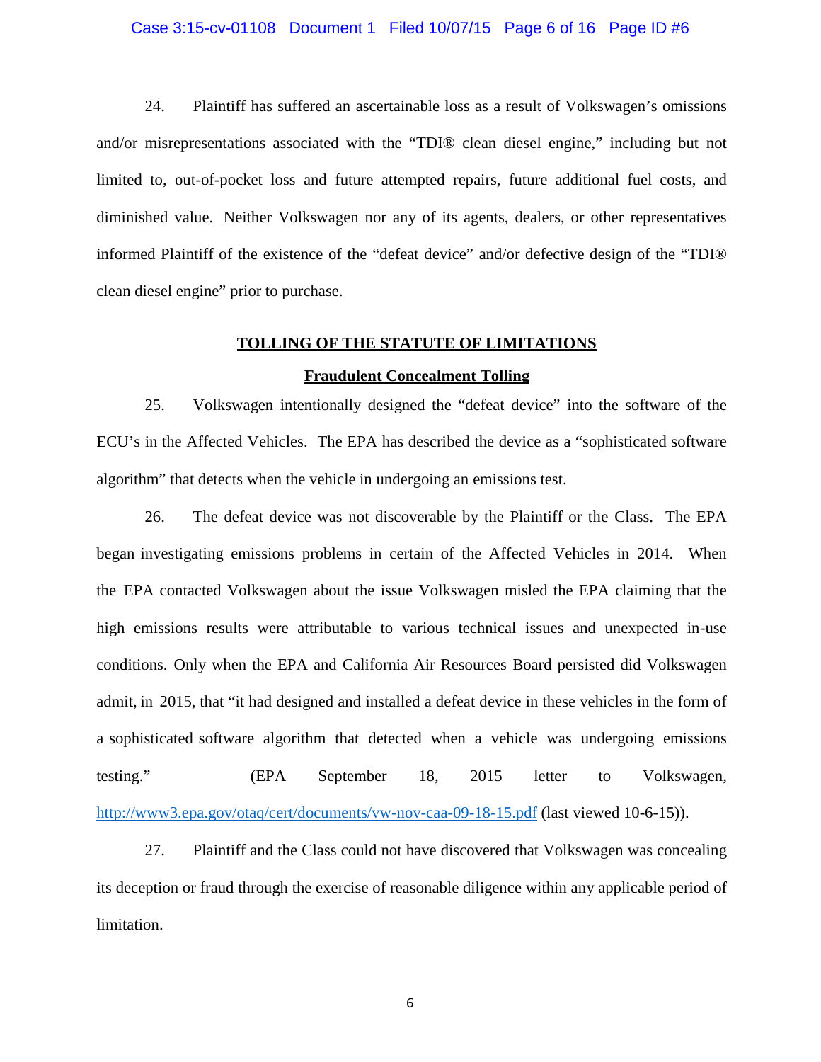24. Plaintiff has suffered an ascertainable loss as a result of Volkswagen's omissions and/or misrepresentations associated with the "TDI® clean diesel engine," including but not limited to, out-of-pocket loss and future attempted repairs, future additional fuel costs, and diminished value. Neither Volkswagen nor any of its agents, dealers, or other representatives informed Plaintiff of the existence of the "defeat device" and/or defective design of the "TDI® clean diesel engine" prior to purchase.

## TOLLING OF THE STATUTE OF LIMITATIONS

### Fraudulent Concealment Tolling

25. Volkswagen intentionally designed the "defeat device" into the software of the ECU's in the Affected Vehicles. The EPA has described the device as a "sophisticated software algorithm" that detects when the vehicle in undergoing an emissions test.

26. The defeat device was not discoverable by the Plaintiff or the Class. The EPA began investigating emissions problems in certain of the Affected Vehicles in 2014. When the EPA contacted Volkswagen about the issue Volkswagen misled the EPA claiming that the high emissions results were attributable to various technical issues and unexpected in-use conditions. Only when the EPA and California Air Resources Board persisted did Volkswagen admit, in 2015, that "it had designed and installed a defeat device in these vehicles in the form of a sophisticated software algorithm that detected when a vehicle was undergoing emissions testing." (EPA September 18, 2015 letter to Volkswagen, http://www3.epa.gov/otaq/cert/documents/vw-nov-caa-09-18-15.pdf (last viewed 10-6-15)).

27. Plaintiff and the Class could not have discovered that Volkswagen was concealing its deception or fraud through the exercise of reasonable diligence within any applicable period of limitation.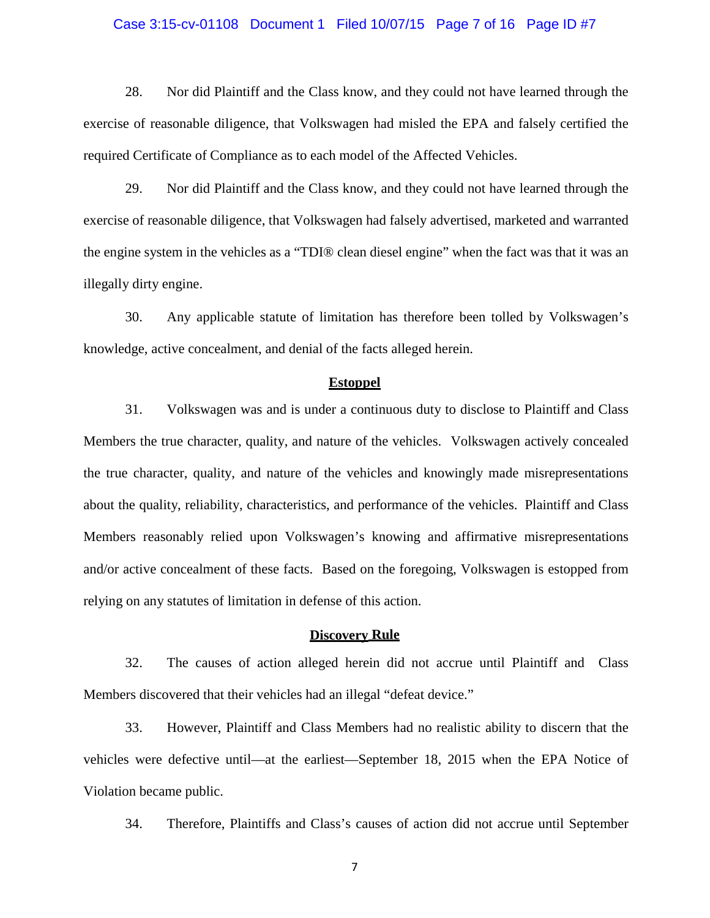28. Nor did Plaintiff and the Class know, and they could not have learned through the exercise of reasonable diligence, that Volkswagen had misled the EPA and falsely certified the required Certificate of Compliance as to each model of the Affected Vehicles.

29. Nor did Plaintiff and the Class know, and they could not have learned through the exercise of reasonable diligence, that Volkswagen had falsely advertised, marketed and warranted the engine system in the vehicles as a "TDI® clean diesel engine" when the fact was that it was an illegally dirty engine.

30. Any applicable statute of limitation has therefore been tolled by Volkswagen's knowledge, active concealment, and denial of the facts alleged herein.

**Estoppel**

31. Volkswagen was and is under a continuous duty to disclose to Plaintiff and Class Members the true character, quality, and nature of the vehicles. Volkswagen actively concealed the true character, quality, and nature of the vehicles and knowingly made misrepresentations about the quality, reliability, characteristics, and performance of the vehicles. Plaintiff and Class Members reasonably relied upon Volkswagen's knowing and affirmative misrepresentations and/or active concealment of these facts. Based on the foregoing, Volkswagen is estopped from relying on any statutes of limitation in defense of this action.

**Discovery Rule**

32. The causes of action alleged herein did not accrue until Plaintiff and Class Members discovered that their vehicles had an illegal "defeat device."

33. However, Plaintiff and Class Members had no realistic ability to discern that the vehicles were defective until—at the earliest—September 18, 2015 when the EPA Notice of Violation became public.

34. Therefore, Plaintiffs and Class's causes of action did not accrue until September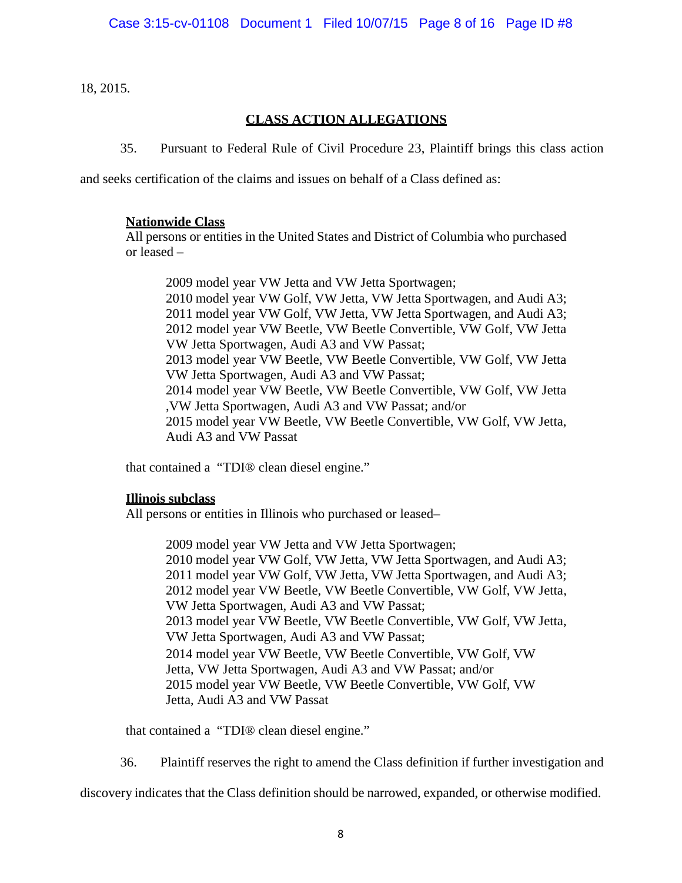18, 2015.

## CLASS ACTION ALLEGATIONS

35. Pursuant to Federal Rule of Civil Procedure 23, Plaintiff brings this class action and seeks certification of the claims and issues on behalf of a Class defined as:

> **Nationwide Class**
> All persons or entities in the United States and District of Columbia who purchased or leased –
>
> > 2009 model year VW Jetta and VW Jetta Sportwagen;
> > 2010 model year VW Golf, VW Jetta, VW Jetta Sportwagen, and Audi A3;
> > 2011 model year VW Golf, VW Jetta, VW Jetta Sportwagen, and Audi A3;
> > 2012 model year VW Beetle, VW Beetle Convertible, VW Golf, VW Jetta VW Jetta Sportwagen, Audi A3 and VW Passat;
> > 2013 model year VW Beetle, VW Beetle Convertible, VW Golf, VW Jetta VW Jetta Sportwagen, Audi A3 and VW Passat;
> > 2014 model year VW Beetle, VW Beetle Convertible, VW Golf, VW Jetta ,VW Jetta Sportwagen, Audi A3 and VW Passat; and/or
> > 2015 model year VW Beetle, VW Beetle Convertible, VW Golf, VW Jetta, Audi A3 and VW Passat
>
> that contained a "TDI® clean diesel engine."
>
> **Illinois subclass**
> All persons or entities in Illinois who purchased or leased–
>
> > 2009 model year VW Jetta and VW Jetta Sportwagen;
> > 2010 model year VW Golf, VW Jetta, VW Jetta Sportwagen, and Audi A3;
> > 2011 model year VW Golf, VW Jetta, VW Jetta Sportwagen, and Audi A3;
> > 2012 model year VW Beetle, VW Beetle Convertible, VW Golf, VW Jetta, VW Jetta Sportwagen, Audi A3 and VW Passat;
> > 2013 model year VW Beetle, VW Beetle Convertible, VW Golf, VW Jetta, VW Jetta Sportwagen, Audi A3 and VW Passat;
> > 2014 model year VW Beetle, VW Beetle Convertible, VW Golf, VW Jetta, VW Jetta Sportwagen, Audi A3 and VW Passat; and/or
> > 2015 model year VW Beetle, VW Beetle Convertible, VW Golf, VW Jetta, Audi A3 and VW Passat
>
> that contained a "TDI® clean diesel engine."

36. Plaintiff reserves the right to amend the Class definition if further investigation and discovery indicates that the Class definition should be narrowed, expanded, or otherwise modified.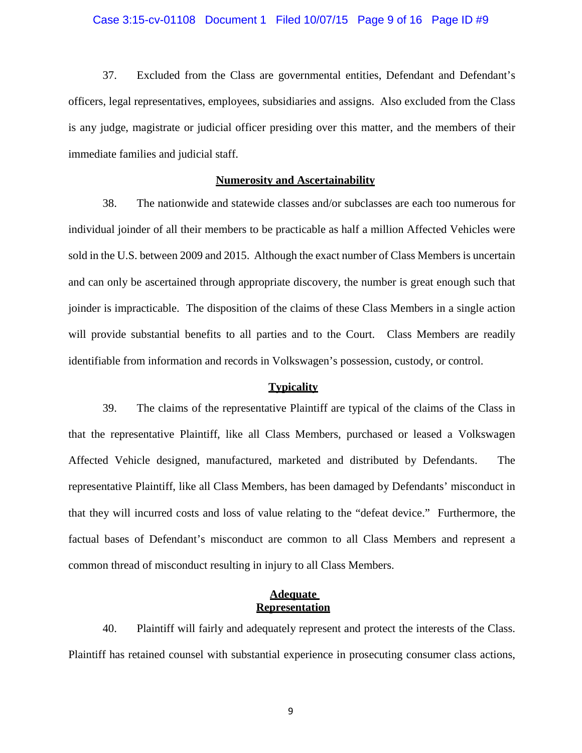37. Excluded from the Class are governmental entities, Defendant and Defendant's officers, legal representatives, employees, subsidiaries and assigns. Also excluded from the Class is any judge, magistrate or judicial officer presiding over this matter, and the members of their immediate families and judicial staff.

**Numerosity and Ascertainability**

38. The nationwide and statewide classes and/or subclasses are each too numerous for individual joinder of all their members to be practicable as half a million Affected Vehicles were sold in the U.S. between 2009 and 2015. Although the exact number of Class Members is uncertain and can only be ascertained through appropriate discovery, the number is great enough such that joinder is impracticable. The disposition of the claims of these Class Members in a single action will provide substantial benefits to all parties and to the Court. Class Members are readily identifiable from information and records in Volkswagen's possession, custody, or control.

**Typicality**

39. The claims of the representative Plaintiff are typical of the claims of the Class in that the representative Plaintiff, like all Class Members, purchased or leased a Volkswagen Affected Vehicle designed, manufactured, marketed and distributed by Defendants. The representative Plaintiff, like all Class Members, has been damaged by Defendants' misconduct in that they will incurred costs and loss of value relating to the "defeat device." Furthermore, the factual bases of Defendant's misconduct are common to all Class Members and represent a common thread of misconduct resulting in injury to all Class Members.

**Adequate Representation**

40. Plaintiff will fairly and adequately represent and protect the interests of the Class. Plaintiff has retained counsel with substantial experience in prosecuting consumer class actions,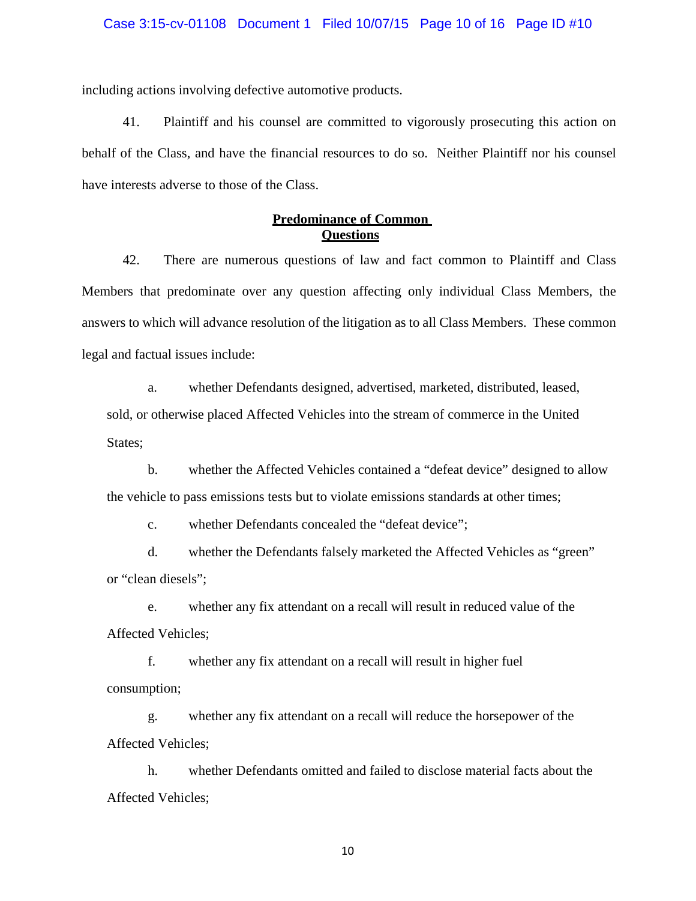including actions involving defective automotive products.

41. Plaintiff and his counsel are committed to vigorously prosecuting this action on behalf of the Class, and have the financial resources to do so. Neither Plaintiff nor his counsel have interests adverse to those of the Class.

**Predominance of Common Questions**

42. There are numerous questions of law and fact common to Plaintiff and Class Members that predominate over any question affecting only individual Class Members, the answers to which will advance resolution of the litigation as to all Class Members. These common legal and factual issues include:

a. whether Defendants designed, advertised, marketed, distributed, leased, sold, or otherwise placed Affected Vehicles into the stream of commerce in the United States;

b. whether the Affected Vehicles contained a "defeat device" designed to allow the vehicle to pass emissions tests but to violate emissions standards at other times;

c. whether Defendants concealed the "defeat device";

d. whether the Defendants falsely marketed the Affected Vehicles as "green" or "clean diesels";

e. whether any fix attendant on a recall will result in reduced value of the Affected Vehicles;

f. whether any fix attendant on a recall will result in higher fuel consumption;

g. whether any fix attendant on a recall will reduce the horsepower of the Affected Vehicles;

h. whether Defendants omitted and failed to disclose material facts about the Affected Vehicles;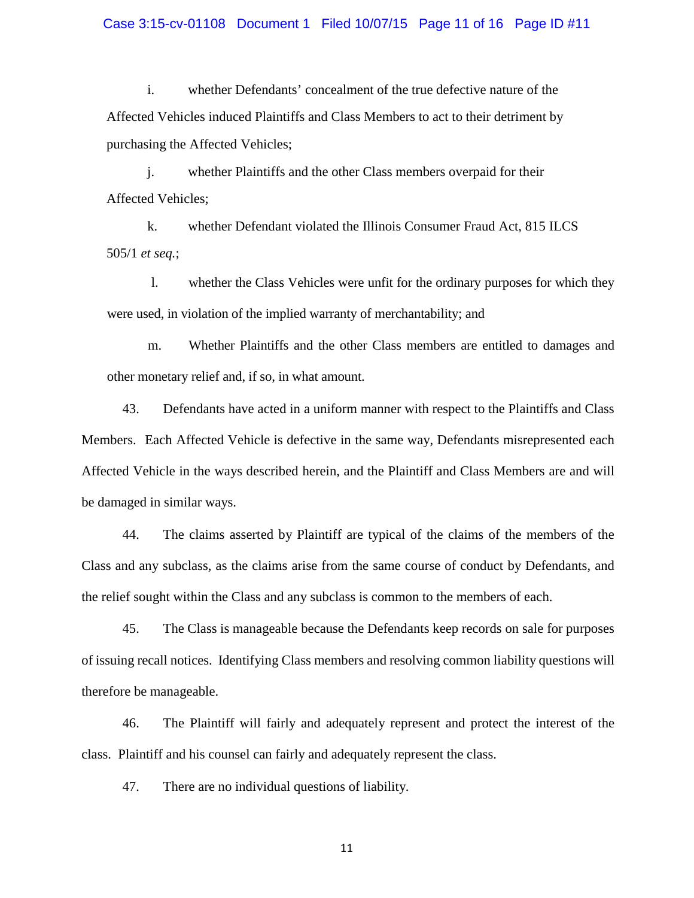i. whether Defendants' concealment of the true defective nature of the Affected Vehicles induced Plaintiffs and Class Members to act to their detriment by purchasing the Affected Vehicles;

j. whether Plaintiffs and the other Class members overpaid for their Affected Vehicles;

k. whether Defendant violated the Illinois Consumer Fraud Act, 815 ILCS 505/1 *et seq.*;

l. whether the Class Vehicles were unfit for the ordinary purposes for which they were used, in violation of the implied warranty of merchantability; and

m. Whether Plaintiffs and the other Class members are entitled to damages and other monetary relief and, if so, in what amount.

43. Defendants have acted in a uniform manner with respect to the Plaintiffs and Class Members. Each Affected Vehicle is defective in the same way, Defendants misrepresented each Affected Vehicle in the ways described herein, and the Plaintiff and Class Members are and will be damaged in similar ways.

44. The claims asserted by Plaintiff are typical of the claims of the members of the Class and any subclass, as the claims arise from the same course of conduct by Defendants, and the relief sought within the Class and any subclass is common to the members of each.

45. The Class is manageable because the Defendants keep records on sale for purposes of issuing recall notices. Identifying Class members and resolving common liability questions will therefore be manageable.

46. The Plaintiff will fairly and adequately represent and protect the interest of the class. Plaintiff and his counsel can fairly and adequately represent the class.

47. There are no individual questions of liability.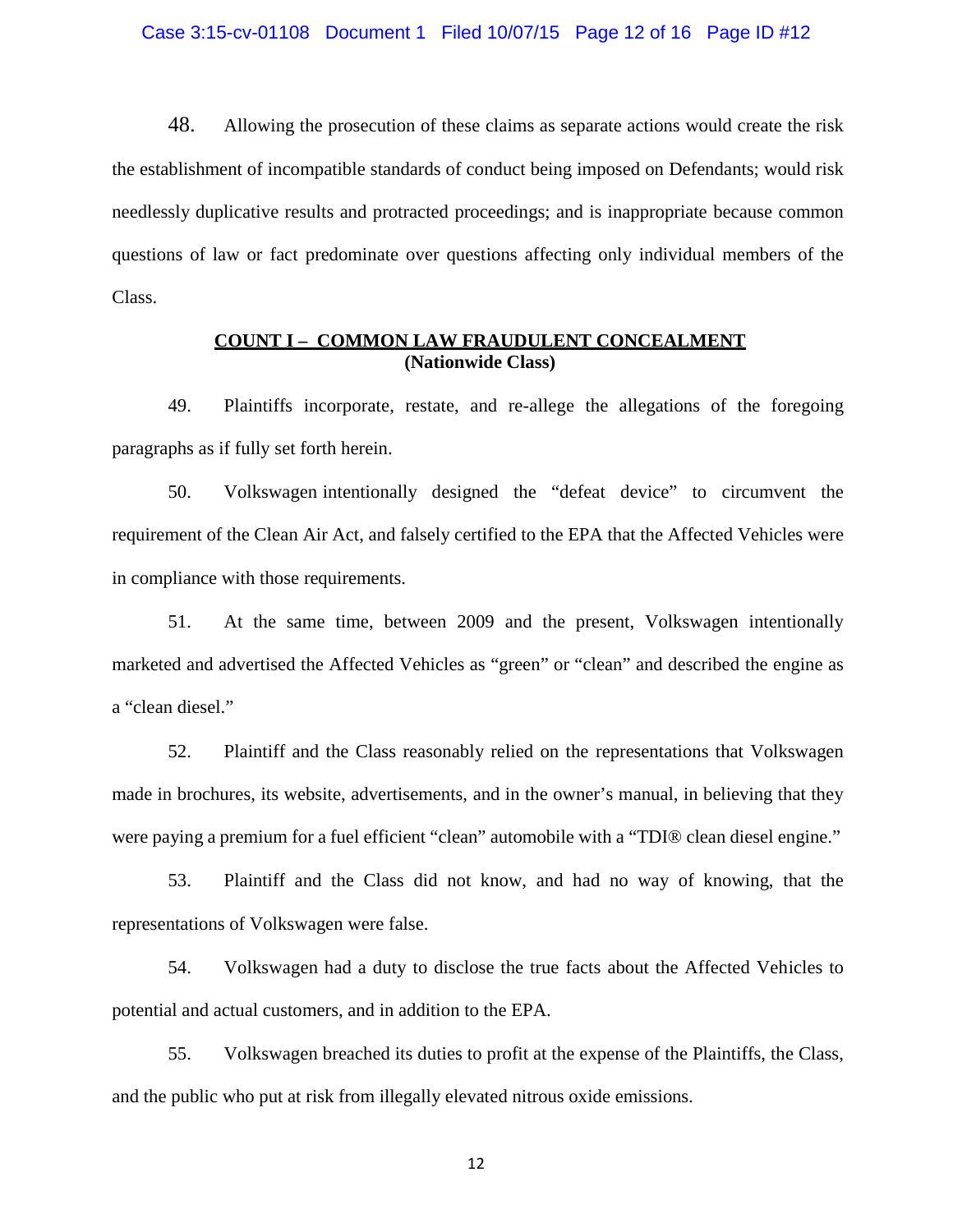48. Allowing the prosecution of these claims as separate actions would create the risk the establishment of incompatible standards of conduct being imposed on Defendants; would risk needlessly duplicative results and protracted proceedings; and is inappropriate because common questions of law or fact predominate over questions affecting only individual members of the Class.

## COUNT I – COMMON LAW FRAUDULENT CONCEALMENT
**(Nationwide Class)**

49. Plaintiffs incorporate, restate, and re-allege the allegations of the foregoing paragraphs as if fully set forth herein.

50. Volkswagen intentionally designed the "defeat device" to circumvent the requirement of the Clean Air Act, and falsely certified to the EPA that the Affected Vehicles were in compliance with those requirements.

51. At the same time, between 2009 and the present, Volkswagen intentionally marketed and advertised the Affected Vehicles as "green" or "clean" and described the engine as a "clean diesel."

52. Plaintiff and the Class reasonably relied on the representations that Volkswagen made in brochures, its website, advertisements, and in the owner's manual, in believing that they were paying a premium for a fuel efficient "clean" automobile with a "TDI® clean diesel engine."

53. Plaintiff and the Class did not know, and had no way of knowing, that the representations of Volkswagen were false.

54. Volkswagen had a duty to disclose the true facts about the Affected Vehicles to potential and actual customers, and in addition to the EPA.

55. Volkswagen breached its duties to profit at the expense of the Plaintiffs, the Class, and the public who put at risk from illegally elevated nitrous oxide emissions.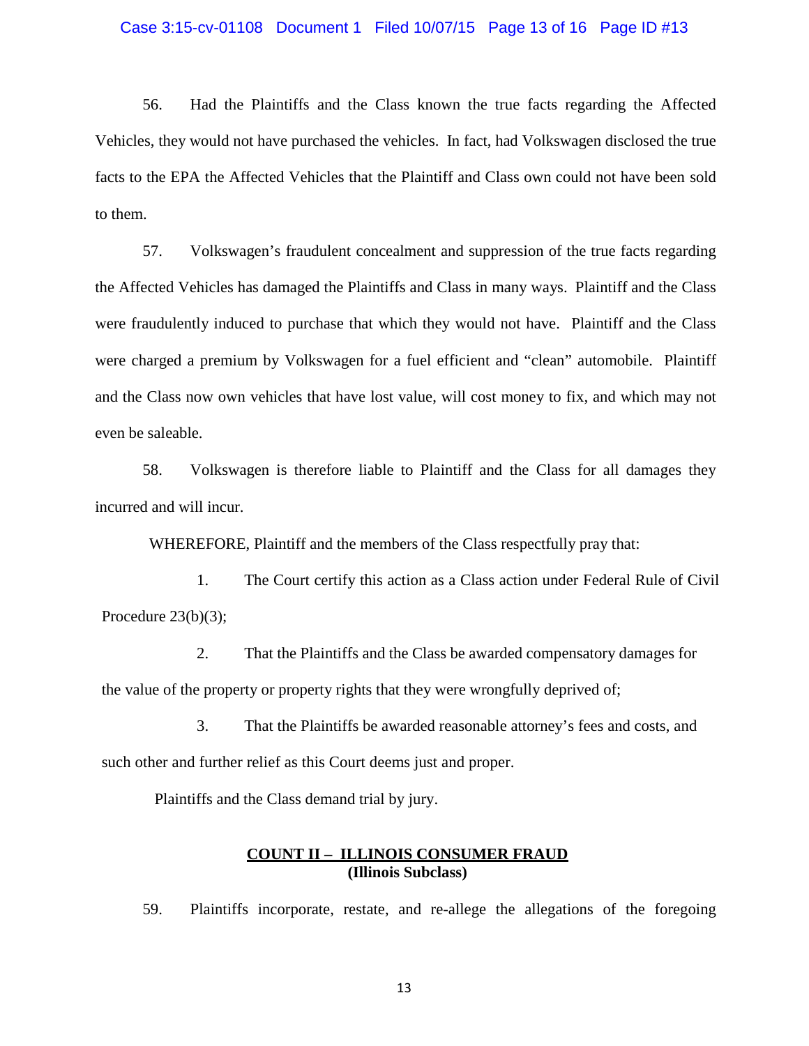56. Had the Plaintiffs and the Class known the true facts regarding the Affected Vehicles, they would not have purchased the vehicles. In fact, had Volkswagen disclosed the true facts to the EPA the Affected Vehicles that the Plaintiff and Class own could not have been sold to them.

57. Volkswagen's fraudulent concealment and suppression of the true facts regarding the Affected Vehicles has damaged the Plaintiffs and Class in many ways. Plaintiff and the Class were fraudulently induced to purchase that which they would not have. Plaintiff and the Class were charged a premium by Volkswagen for a fuel efficient and "clean" automobile. Plaintiff and the Class now own vehicles that have lost value, will cost money to fix, and which may not even be saleable.

58. Volkswagen is therefore liable to Plaintiff and the Class for all damages they incurred and will incur.

WHEREFORE, Plaintiff and the members of the Class respectfully pray that:

1. The Court certify this action as a Class action under Federal Rule of Civil Procedure 23(b)(3);

2. That the Plaintiffs and the Class be awarded compensatory damages for the value of the property or property rights that they were wrongfully deprived of;

3. That the Plaintiffs be awarded reasonable attorney's fees and costs, and such other and further relief as this Court deems just and proper.

Plaintiffs and the Class demand trial by jury.

## COUNT II – ILLINOIS CONSUMER FRAUD
**(Illinois Subclass)**

59. Plaintiffs incorporate, restate, and re-allege the allegations of the foregoing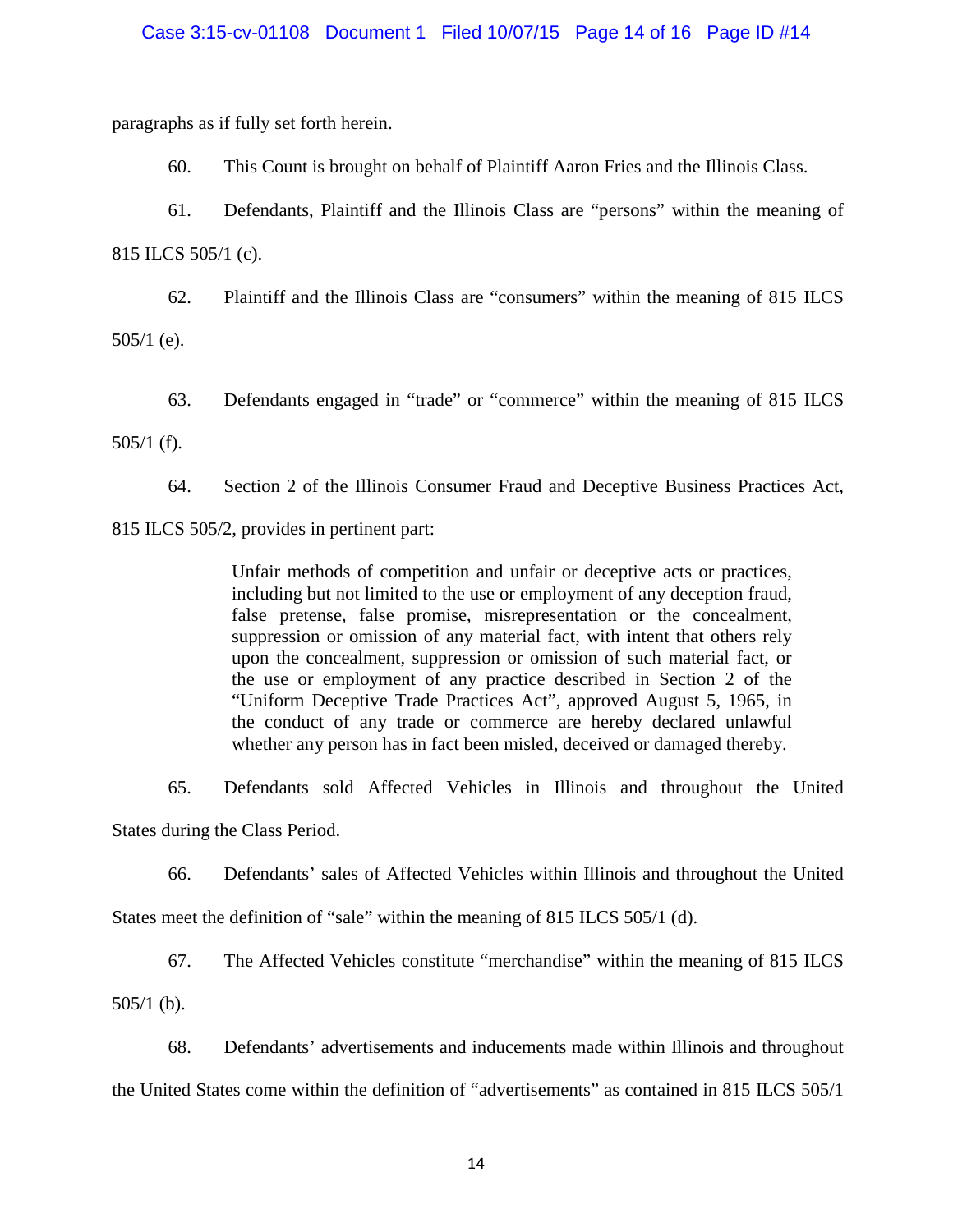paragraphs as if fully set forth herein.

60. This Count is brought on behalf of Plaintiff Aaron Fries and the Illinois Class.

61. Defendants, Plaintiff and the Illinois Class are "persons" within the meaning of 815 ILCS 505/1 (c).

62. Plaintiff and the Illinois Class are "consumers" within the meaning of 815 ILCS 505/1 (e).

63. Defendants engaged in "trade" or "commerce" within the meaning of 815 ILCS 505/1 (f).

64. Section 2 of the Illinois Consumer Fraud and Deceptive Business Practices Act, 815 ILCS 505/2, provides in pertinent part:

> Unfair methods of competition and unfair or deceptive acts or practices, including but not limited to the use or employment of any deception fraud, false pretense, false promise, misrepresentation or the concealment, suppression or omission of any material fact, with intent that others rely upon the concealment, suppression or omission of such material fact, or the use or employment of any practice described in Section 2 of the "Uniform Deceptive Trade Practices Act", approved August 5, 1965, in the conduct of any trade or commerce are hereby declared unlawful whether any person has in fact been misled, deceived or damaged thereby.

65. Defendants sold Affected Vehicles in Illinois and throughout the United States during the Class Period.

66. Defendants' sales of Affected Vehicles within Illinois and throughout the United States meet the definition of "sale" within the meaning of 815 ILCS 505/1 (d).

67. The Affected Vehicles constitute "merchandise" within the meaning of 815 ILCS 505/1 (b).

68. Defendants' advertisements and inducements made within Illinois and throughout the United States come within the definition of "advertisements" as contained in 815 ILCS 505/1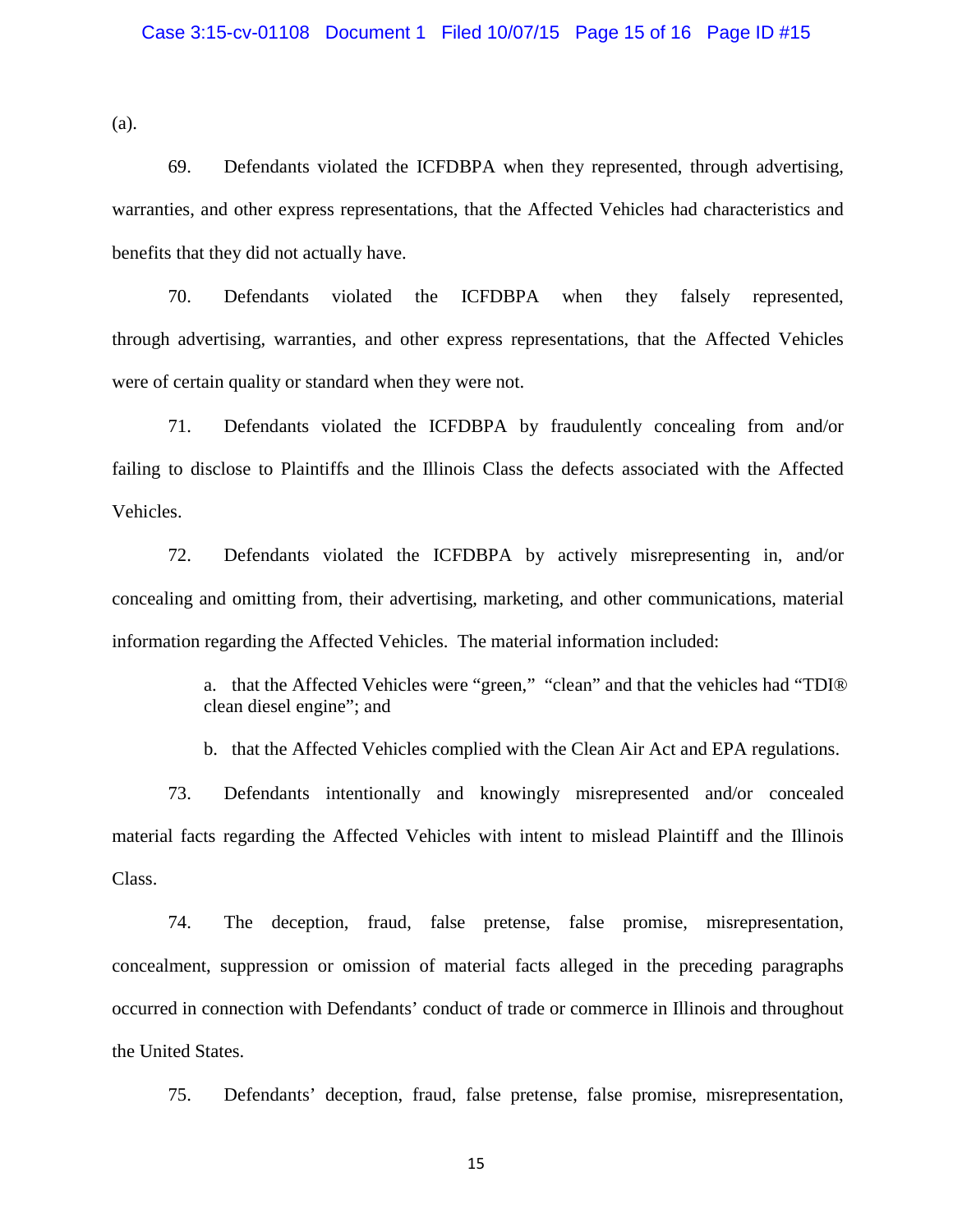(a).

69. Defendants violated the ICFDBPA when they represented, through advertising, warranties, and other express representations, that the Affected Vehicles had characteristics and benefits that they did not actually have.

70. Defendants violated the ICFDBPA when they falsely represented, through advertising, warranties, and other express representations, that the Affected Vehicles were of certain quality or standard when they were not.

71. Defendants violated the ICFDBPA by fraudulently concealing from and/or failing to disclose to Plaintiffs and the Illinois Class the defects associated with the Affected Vehicles.

72. Defendants violated the ICFDBPA by actively misrepresenting in, and/or concealing and omitting from, their advertising, marketing, and other communications, material information regarding the Affected Vehicles. The material information included:

> a. that the Affected Vehicles were "green," "clean" and that the vehicles had "TDI® clean diesel engine"; and
>
> b. that the Affected Vehicles complied with the Clean Air Act and EPA regulations.

73. Defendants intentionally and knowingly misrepresented and/or concealed material facts regarding the Affected Vehicles with intent to mislead Plaintiff and the Illinois Class.

74. The deception, fraud, false pretense, false promise, misrepresentation, concealment, suppression or omission of material facts alleged in the preceding paragraphs occurred in connection with Defendants' conduct of trade or commerce in Illinois and throughout the United States.

75. Defendants' deception, fraud, false pretense, false promise, misrepresentation,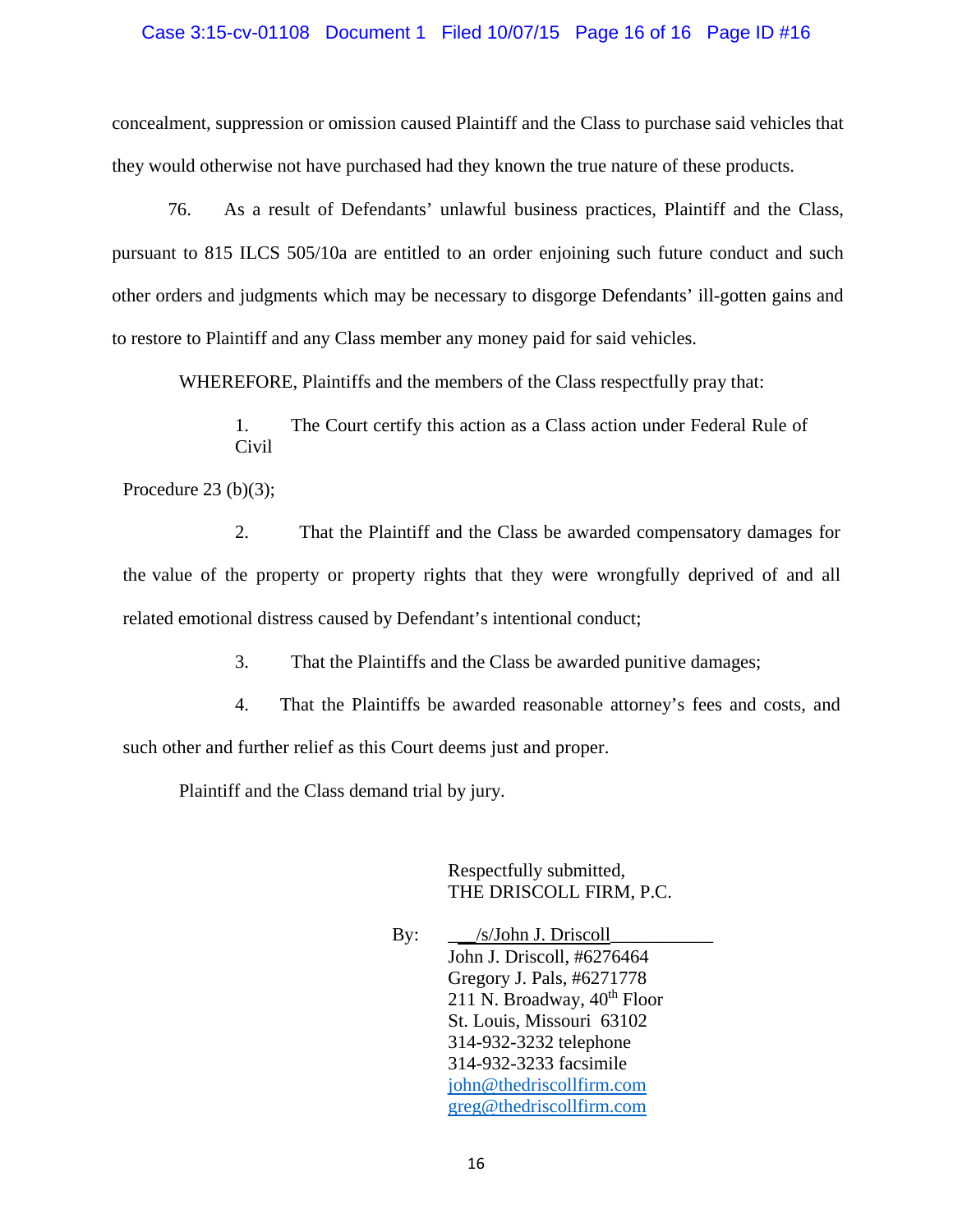concealment, suppression or omission caused Plaintiff and the Class to purchase said vehicles that they would otherwise not have purchased had they known the true nature of these products.

76. As a result of Defendants' unlawful business practices, Plaintiff and the Class, pursuant to 815 ILCS 505/10a are entitled to an order enjoining such future conduct and such other orders and judgments which may be necessary to disgorge Defendants' ill-gotten gains and to restore to Plaintiff and any Class member any money paid for said vehicles.

WHEREFORE, Plaintiffs and the members of the Class respectfully pray that:

1. The Court certify this action as a Class action under Federal Rule of Civil Procedure 23 (b)(3);

2. That the Plaintiff and the Class be awarded compensatory damages for the value of the property or property rights that they were wrongfully deprived of and all related emotional distress caused by Defendant's intentional conduct;

3. That the Plaintiffs and the Class be awarded punitive damages;

4. That the Plaintiffs be awarded reasonable attorney's fees and costs, and such other and further relief as this Court deems just and proper.

Plaintiff and the Class demand trial by jury.

Respectfully submitted,
THE DRISCOLL FIRM, P.C.

By: /s/John J. Driscoll
John J. Driscoll, #6276464
Gregory J. Pals, #6271778
211 N. Broadway, 40th Floor
St. Louis, Missouri 63102
314-932-3232 telephone
314-932-3233 facsimile
john@thedriscollfirm.com
greg@thedriscollfirm.com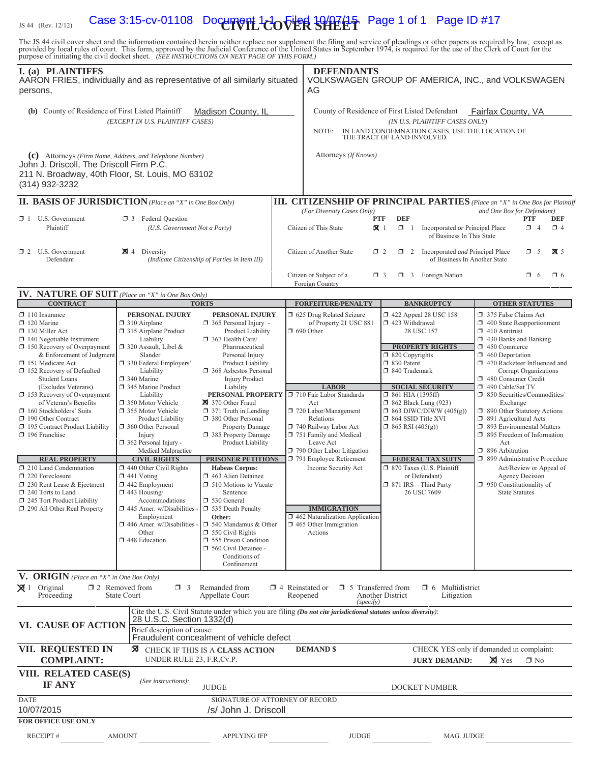JS 44 (Rev. 12/12)

# CIVIL COVER SHEET

The JS 44 civil cover sheet and the information contained herein neither replace nor supplement the filing and service of pleadings or other papers as required by law, except as provided by local rules of court. This form, approved by the Judicial Conference of the United States in September 1974, is required for the use of the Clerk of Court for the purpose of initiating the civil docket sheet. *(SEE INSTRUCTIONS ON NEXT PAGE OF THIS FORM.)*

## I. (a) PLAINTIFFS

AARON FRIES, individually and as representative of all similarly situated persons,

**(b)** County of Residence of First Listed Plaintiff: Madison County, IL
*(EXCEPT IN U.S. PLAINTIFF CASES)*

**(c)** Attorneys *(Firm Name, Address, and Telephone Number)*
John J. Driscoll, The Driscoll Firm P.C.
211 N. Broadway, 40th Floor, St. Louis, MO 63102
(314) 932-3232

## DEFENDANTS

VOLKSWAGEN GROUP OF AMERICA, INC., and VOLKSWAGEN AG

County of Residence of First Listed Defendant: Fairfax County, VA
*(IN U.S. PLAINTIFF CASES ONLY)*

NOTE: IN LAND CONDEMNATION CASES, USE THE LOCATION OF THE TRACT OF LAND INVOLVED.

Attorneys *(If Known)*

## II. BASIS OF JURISDICTION *(Place an "X" in One Box Only)*

- ☐ 1 U.S. Government Plaintiff
- ☐ 3 Federal Question (U.S. Government Not a Party)
- ☐ 2 U.S. Government Defendant
- ☒ 4 Diversity (Indicate Citizenship of Parties in Item III)

## III. CITIZENSHIP OF PRINCIPAL PARTIES *(Place an "X" in One Box for Plaintiff and One Box for Defendant)* *(For Diversity Cases Only)*

| | PTF | DEF | | PTF | DEF |
|---|---|---|---|---|---|
| Citizen of This State | ☒ 1 | ☐ 1 | Incorporated *or* Principal Place of Business In This State | ☐ 4 | ☐ 4 |
| Citizen of Another State | ☐ 2 | ☐ 2 | Incorporated *and* Principal Place of Business In Another State | ☐ 5 | ☒ 5 |
| Citizen or Subject of a Foreign Country | ☐ 3 | ☐ 3 | Foreign Nation | ☐ 6 | ☐ 6 |

## IV. NATURE OF SUIT *(Place an "X" in One Box Only)*

**CONTRACT**
- ☐ 110 Insurance
- ☐ 120 Marine
- ☐ 130 Miller Act
- ☐ 140 Negotiable Instrument
- ☐ 150 Recovery of Overpayment & Enforcement of Judgment
- ☐ 151 Medicare Act
- ☐ 152 Recovery of Defaulted Student Loans (Excludes Veterans)
- ☐ 153 Recovery of Overpayment of Veteran's Benefits
- ☐ 160 Stockholders' Suits
- ☐ 190 Other Contract
- ☐ 195 Contract Product Liability
- ☐ 196 Franchise

**REAL PROPERTY**
- ☐ 210 Land Condemnation
- ☐ 220 Foreclosure
- ☐ 230 Rent Lease & Ejectment
- ☐ 240 Torts to Land
- ☐ 245 Tort Product Liability
- ☐ 290 All Other Real Property

**TORTS**

PERSONAL INJURY
- ☐ 310 Airplane
- ☐ 315 Airplane Product Liability
- ☐ 320 Assault, Libel & Slander
- ☐ 330 Federal Employers' Liability
- ☐ 340 Marine
- ☐ 345 Marine Product Liability
- ☐ 350 Motor Vehicle
- ☐ 355 Motor Vehicle Product Liability
- ☐ 360 Other Personal Injury
- ☐ 362 Personal Injury - Medical Malpractice

PERSONAL INJURY
- ☐ 365 Personal Injury - Product Liability
- ☐ 367 Health Care/ Pharmaceutical Personal Injury Product Liability
- ☐ 368 Asbestos Personal Injury Product Liability

PERSONAL PROPERTY
- ☒ 370 Other Fraud
- ☐ 371 Truth in Lending
- ☐ 380 Other Personal Property Damage
- ☐ 385 Property Damage Product Liability

**CIVIL RIGHTS**
- ☐ 440 Other Civil Rights
- ☐ 441 Voting
- ☐ 442 Employment
- ☐ 443 Housing/ Accommodations
- ☐ 445 Amer. w/Disabilities - Employment
- ☐ 446 Amer. w/Disabilities - Other
- ☐ 448 Education

**PRISONER PETITIONS**

Habeas Corpus:
- ☐ 463 Alien Detainee
- ☐ 510 Motions to Vacate Sentence
- ☐ 530 General
- ☐ 535 Death Penalty

Other:
- ☐ 540 Mandamus & Other
- ☐ 550 Civil Rights
- ☐ 555 Prison Condition
- ☐ 560 Civil Detainee - Conditions of Confinement

**FORFEITURE/PENALTY**
- ☐ 625 Drug Related Seizure of Property 21 USC 881
- ☐ 690 Other

**LABOR**
- ☐ 710 Fair Labor Standards Act
- ☐ 720 Labor/Management Relations
- ☐ 740 Railway Labor Act
- ☐ 751 Family and Medical Leave Act
- ☐ 790 Other Labor Litigation
- ☐ 791 Employee Retirement Income Security Act

**IMMIGRATION**
- ☐ 462 Naturalization Application
- ☐ 465 Other Immigration Actions

**BANKRUPTCY**
- ☐ 422 Appeal 28 USC 158
- ☐ 423 Withdrawal 28 USC 157

**PROPERTY RIGHTS**
- ☐ 820 Copyrights
- ☐ 830 Patent
- ☐ 840 Trademark

**SOCIAL SECURITY**
- ☐ 861 HIA (1395ff)
- ☐ 862 Black Lung (923)
- ☐ 863 DIWC/DIWW (405(g))
- ☐ 864 SSID Title XVI
- ☐ 865 RSI (405(g))

**FEDERAL TAX SUITS**
- ☐ 870 Taxes (U.S. Plaintiff or Defendant)
- ☐ 871 IRS—Third Party 26 USC 7609

**OTHER STATUTES**
- ☐ 375 False Claims Act
- ☐ 400 State Reapportionment
- ☐ 410 Antitrust
- ☐ 430 Banks and Banking
- ☐ 450 Commerce
- ☐ 460 Deportation
- ☐ 470 Racketeer Influenced and Corrupt Organizations
- ☐ 480 Consumer Credit
- ☐ 490 Cable/Sat TV
- ☐ 850 Securities/Commodities/ Exchange
- ☐ 890 Other Statutory Actions
- ☐ 891 Agricultural Acts
- ☐ 893 Environmental Matters
- ☐ 895 Freedom of Information Act
- ☐ 896 Arbitration
- ☐ 899 Administrative Procedure Act/Review or Appeal of Agency Decision
- ☐ 950 Constitutionality of State Statutes

## V. ORIGIN *(Place an "X" in One Box Only)*

- ☒ 1 Original Proceeding
- ☐ 2 Removed from State Court
- ☐ 3 Remanded from Appellate Court
- ☐ 4 Reinstated or Reopened
- ☐ 5 Transferred from Another District *(specify)*
- ☐ 6 Multidistrict Litigation

## VI. CAUSE OF ACTION

Cite the U.S. Civil Statute under which you are filing *(Do not cite jurisdictional statutes unless diversity)*: 28 U.S.C. Section 1332(d)

Brief description of cause: Fraudulent concealment of vehicle defect

## VII. REQUESTED IN COMPLAINT:

☒ CHECK IF THIS IS A **CLASS ACTION** UNDER RULE 23, F.R.Cv.P.

**DEMAND $**

CHECK YES only if demanded in complaint: **JURY DEMAND:** ☒ Yes ☐ No

## VIII. RELATED CASE(S) IF ANY

*(See instructions):* JUDGE ______ DOCKET NUMBER ______

DATE: 10/07/2015

SIGNATURE OF ATTORNEY OF RECORD: /s/ John J. Driscoll

**FOR OFFICE USE ONLY**

RECEIPT # ______ AMOUNT ______ APPLYING IFP ______ JUDGE ______ MAG. JUDGE ______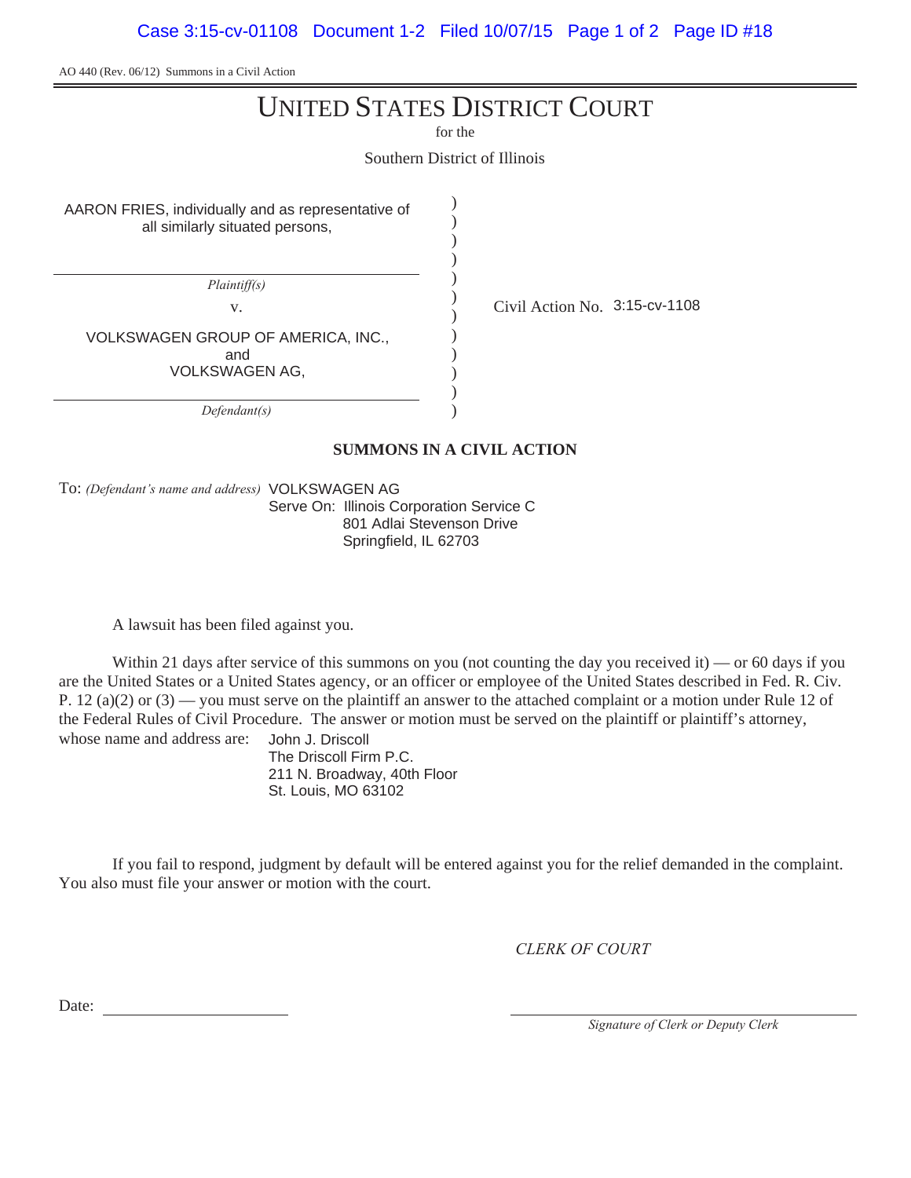AO 440 (Rev. 06/12) Summons in a Civil Action

# UNITED STATES DISTRICT COURT

for the

Southern District of Illinois

AARON FRIES, individually and as representative of all similarly situated persons,

*Plaintiff(s)*

v.

VOLKSWAGEN GROUP OF AMERICA, INC., and VOLKSWAGEN AG,

*Defendant(s)*

Civil Action No. 3:15-cv-1108

**SUMMONS IN A CIVIL ACTION**

To: *(Defendant's name and address)* VOLKSWAGEN AG
Serve On: Illinois Corporation Service C
801 Adlai Stevenson Drive
Springfield, IL 62703

A lawsuit has been filed against you.

Within 21 days after service of this summons on you (not counting the day you received it) — or 60 days if you are the United States or a United States agency, or an officer or employee of the United States described in Fed. R. Civ. P. 12 (a)(2) or (3) — you must serve on the plaintiff an answer to the attached complaint or a motion under Rule 12 of the Federal Rules of Civil Procedure. The answer or motion must be served on the plaintiff or plaintiff's attorney, whose name and address are: John J. Driscoll
The Driscoll Firm P.C.
211 N. Broadway, 40th Floor
St. Louis, MO 63102

If you fail to respond, judgment by default will be entered against you for the relief demanded in the complaint. You also must file your answer or motion with the court.

*CLERK OF COURT*

Date: ____________________

____________________
*Signature of Clerk or Deputy Clerk*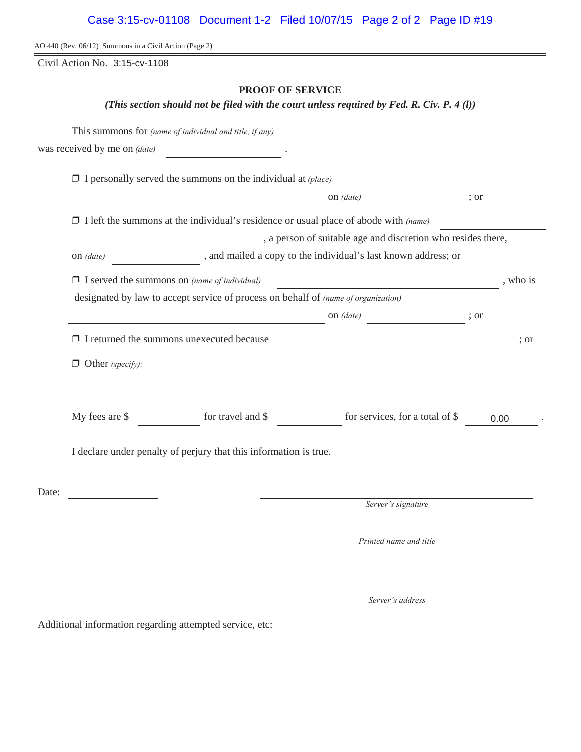AO 440 (Rev. 06/12) Summons in a Civil Action (Page 2)

Civil Action No. 3:15-cv-1108

## PROOF OF SERVICE

***(This section should not be filed with the court unless required by Fed. R. Civ. P. 4 (l))***

This summons for *(name of individual and title, if any)* ______________________________

was received by me on *(date)* ______________ .

❒ I personally served the summons on the individual at *(place)* ______________________________
______________________________ on *(date)* ______________ ; or

❒ I left the summons at the individual's residence or usual place of abode with *(name)* ______________
______________________________ , a person of suitable age and discretion who resides there,
on *(date)* ______________ , and mailed a copy to the individual's last known address; or

❒ I served the summons on *(name of individual)* ______________________________ , who is
designated by law to accept service of process on behalf of *(name of organization)* ______________
______________________________ on *(date)* ______________ ; or

❒ I returned the summons unexecuted because ______________________________ ; or

❒ Other *(specify)*:

My fees are $ __________ for travel and $ __________ for services, for a total of $ 0.00 .

I declare under penalty of perjury that this information is true.

Date: ______________

______________________________
*Server's signature*

______________________________
*Printed name and title*

______________________________
*Server's address*

Additional information regarding attempted service, etc: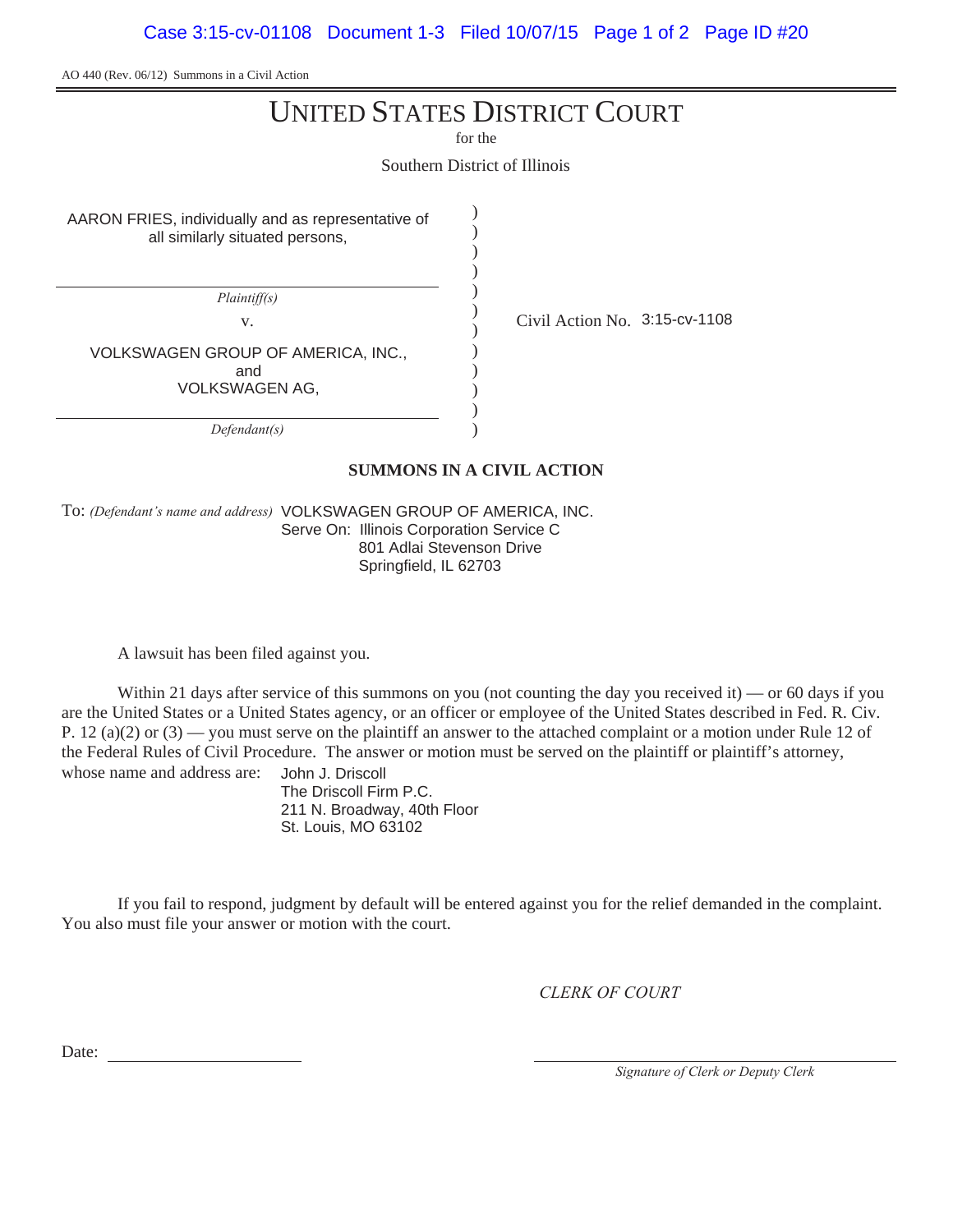AO 440 (Rev. 06/12) Summons in a Civil Action

# UNITED STATES DISTRICT COURT

for the

Southern District of Illinois

| | | |
|---|---|---|
| AARON FRIES, individually and as representative of all similarly situated persons, *Plaintiff(s)* | ) | |
| v. | ) | Civil Action No. 3:15-cv-1108 |
| VOLKSWAGEN GROUP OF AMERICA, INC., and VOLKSWAGEN AG, *Defendant(s)* | ) | |

**SUMMONS IN A CIVIL ACTION**

To: *(Defendant's name and address)* VOLKSWAGEN GROUP OF AMERICA, INC.
Serve On: Illinois Corporation Service C
801 Adlai Stevenson Drive
Springfield, IL 62703

A lawsuit has been filed against you.

Within 21 days after service of this summons on you (not counting the day you received it) — or 60 days if you are the United States or a United States agency, or an officer or employee of the United States described in Fed. R. Civ. P. 12 (a)(2) or (3) — you must serve on the plaintiff an answer to the attached complaint or a motion under Rule 12 of the Federal Rules of Civil Procedure. The answer or motion must be served on the plaintiff or plaintiff's attorney, whose name and address are:

John J. Driscoll
The Driscoll Firm P.C.
211 N. Broadway, 40th Floor
St. Louis, MO 63102

If you fail to respond, judgment by default will be entered against you for the relief demanded in the complaint. You also must file your answer or motion with the court.

*CLERK OF COURT*

Date: ______________________

______________________
*Signature of Clerk or Deputy Clerk*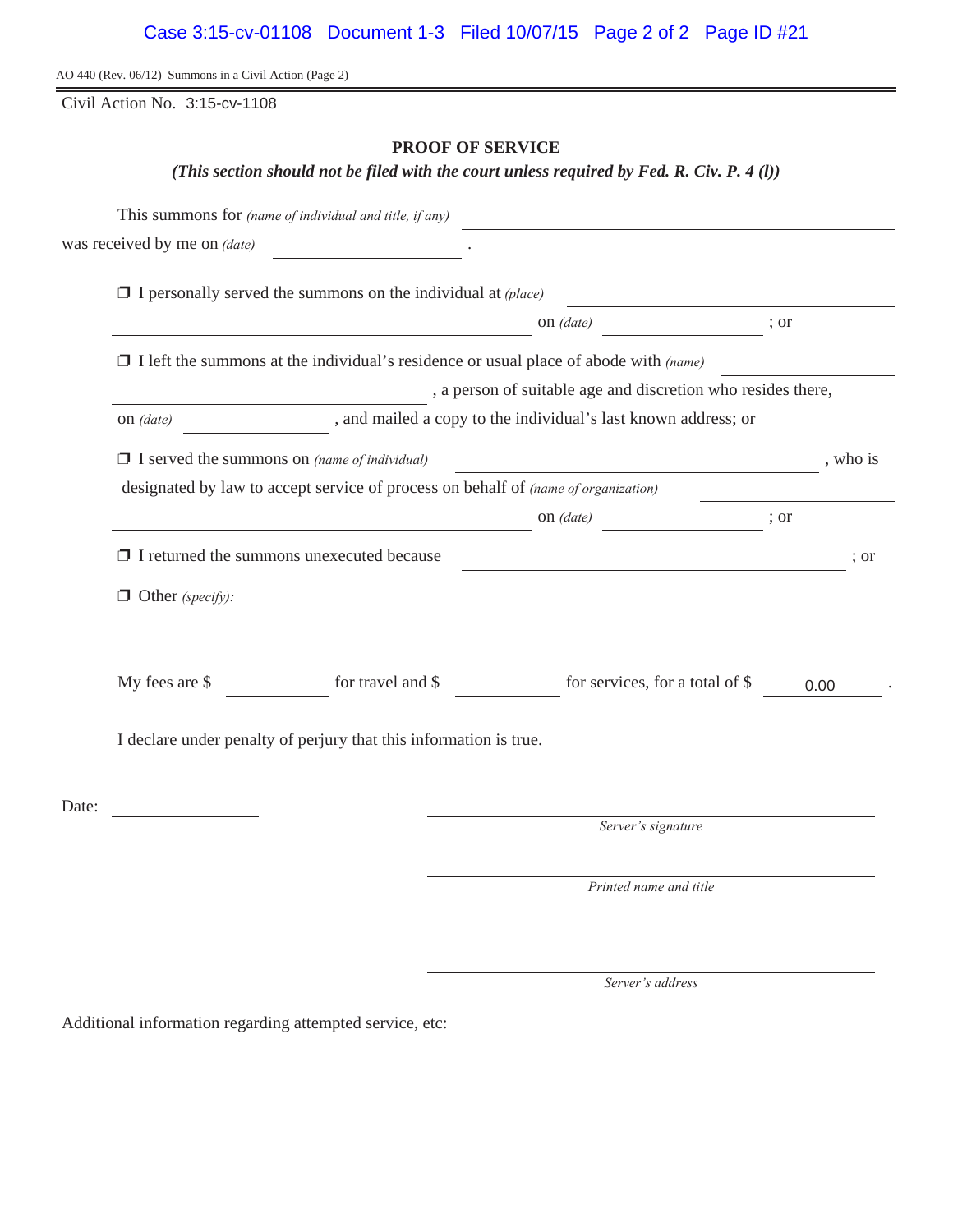AO 440 (Rev. 06/12) Summons in a Civil Action (Page 2)

Civil Action No. 3:15-cv-1108

## PROOF OF SERVICE

***(This section should not be filed with the court unless required by Fed. R. Civ. P. 4 (l))***

This summons for *(name of individual and title, if any)* ______________________________

was received by me on *(date)* ______________ .

❒ I personally served the summons on the individual at *(place)* ______________________________ on *(date)* ______________ ; or

❒ I left the summons at the individual's residence or usual place of abode with *(name)* ______________________________ , a person of suitable age and discretion who resides there, on *(date)* ______________ , and mailed a copy to the individual's last known address; or

❒ I served the summons on *(name of individual)* ______________________________ , who is designated by law to accept service of process on behalf of *(name of organization)* ______________________________ on *(date)* ______________ ; or

❒ I returned the summons unexecuted because ______________________________ ; or

❒ Other *(specify)*:

My fees are $ __________ for travel and $ __________ for services, for a total of $ 0.00 .

I declare under penalty of perjury that this information is true.

Date: ______________

______________________________
*Server's signature*

______________________________
*Printed name and title*

______________________________
*Server's address*

Additional information regarding attempted service, etc: